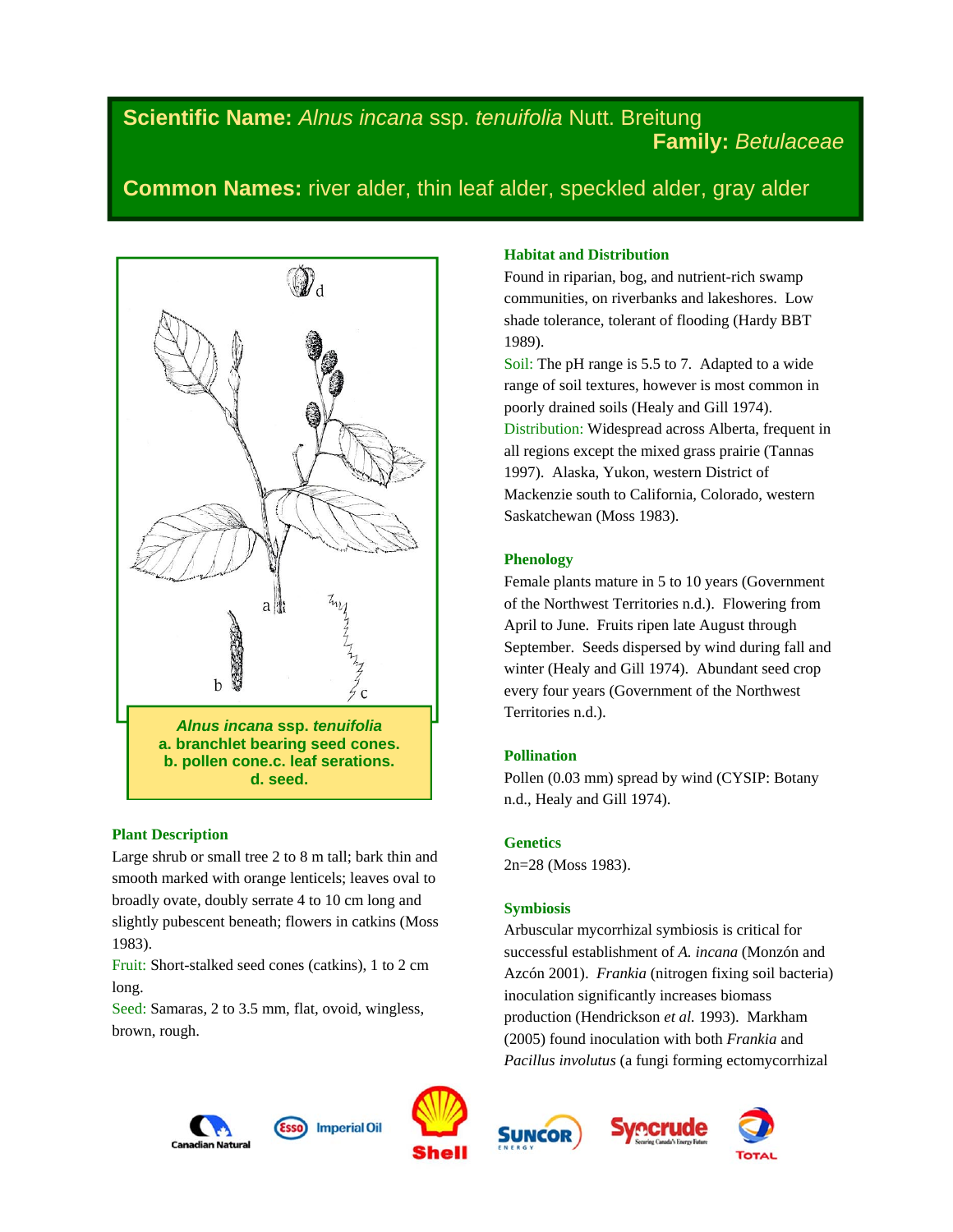**Scientific Name:** *Alnus incana* ssp. *tenuifolia* Nutt. Breitung
**Family:** *Betulaceae*

**Common Names:** river alder, thin leaf alder, speckled alder, gray alder

a

b

c

d

***Alnus incana* ssp. *tenuifolia***
**a. branchlet bearing seed cones.**
**b. pollen cone.c. leaf serations.**
**d. seed.**

### Plant Description

Large shrub or small tree 2 to 8 m tall; bark thin and smooth marked with orange lenticels; leaves oval to broadly ovate, doubly serrate 4 to 10 cm long and slightly pubescent beneath; flowers in catkins (Moss 1983).

Fruit: Short-stalked seed cones (catkins), 1 to 2 cm long.

Seed: Samaras, 2 to 3.5 mm, flat, ovoid, wingless, brown, rough.

### Habitat and Distribution

Found in riparian, bog, and nutrient-rich swamp communities, on riverbanks and lakeshores. Low shade tolerance, tolerant of flooding (Hardy BBT 1989).

Soil: The pH range is 5.5 to 7. Adapted to a wide range of soil textures, however is most common in poorly drained soils (Healy and Gill 1974).

Distribution: Widespread across Alberta, frequent in all regions except the mixed grass prairie (Tannas 1997). Alaska, Yukon, western District of Mackenzie south to California, Colorado, western Saskatchewan (Moss 1983).

### Phenology

Female plants mature in 5 to 10 years (Government of the Northwest Territories n.d.). Flowering from April to June. Fruits ripen late August through September. Seeds dispersed by wind during fall and winter (Healy and Gill 1974). Abundant seed crop every four years (Government of the Northwest Territories n.d.).

### Pollination

Pollen (0.03 mm) spread by wind (CYSIP: Botany n.d., Healy and Gill 1974).

### Genetics

2n=28 (Moss 1983).

### Symbiosis

Arbuscular mycorrhizal symbiosis is critical for successful establishment of *A. incana* (Monzón and Azcón 2001). *Frankia* (nitrogen fixing soil bacteria) inoculation significantly increases biomass production (Hendrickson *et al.* 1993). Markham (2005) found inoculation with both *Frankia* and *Pacillus involutus* (a fungi forming ectomycorrhizal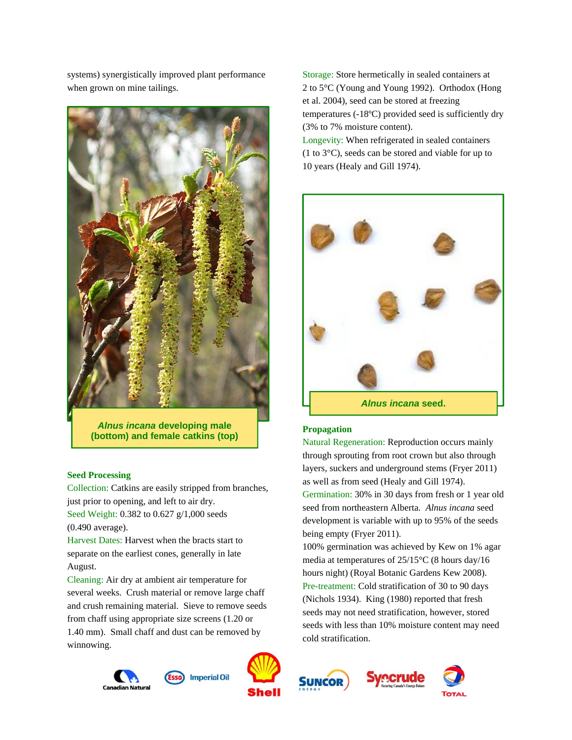systems) synergistically improved plant performance when grown on mine tailings.

***Alnus incana* developing male (bottom) and female catkins (top)**

### Seed Processing

Collection: Catkins are easily stripped from branches, just prior to opening, and left to air dry.
Seed Weight: 0.382 to 0.627 g/1,000 seeds (0.490 average).
Harvest Dates: Harvest when the bracts start to separate on the earliest cones, generally in late August.
Cleaning: Air dry at ambient air temperature for several weeks. Crush material or remove large chaff and crush remaining material. Sieve to remove seeds from chaff using appropriate size screens (1.20 or 1.40 mm). Small chaff and dust can be removed by winnowing.
Storage: Store hermetically in sealed containers at 2 to 5°C (Young and Young 1992). Orthodox (Hong et al. 2004), seed can be stored at freezing temperatures (-18ºC) provided seed is sufficiently dry (3% to 7% moisture content).
Longevity: When refrigerated in sealed containers (1 to 3°C), seeds can be stored and viable for up to 10 years (Healy and Gill 1974).

***Alnus incana* seed.**

### Propagation

Natural Regeneration: Reproduction occurs mainly through sprouting from root crown but also through layers, suckers and underground stems (Fryer 2011) as well as from seed (Healy and Gill 1974).
Germination: 30% in 30 days from fresh or 1 year old seed from northeastern Alberta. *Alnus incana* seed development is variable with up to 95% of the seeds being empty (Fryer 2011).
100% germination was achieved by Kew on 1% agar media at temperatures of 25/15°C (8 hours day/16 hours night) (Royal Botanic Gardens Kew 2008).
Pre-treatment: Cold stratification of 30 to 90 days (Nichols 1934). King (1980) reported that fresh seeds may not need stratification, however, stored seeds with less than 10% moisture content may need cold stratification.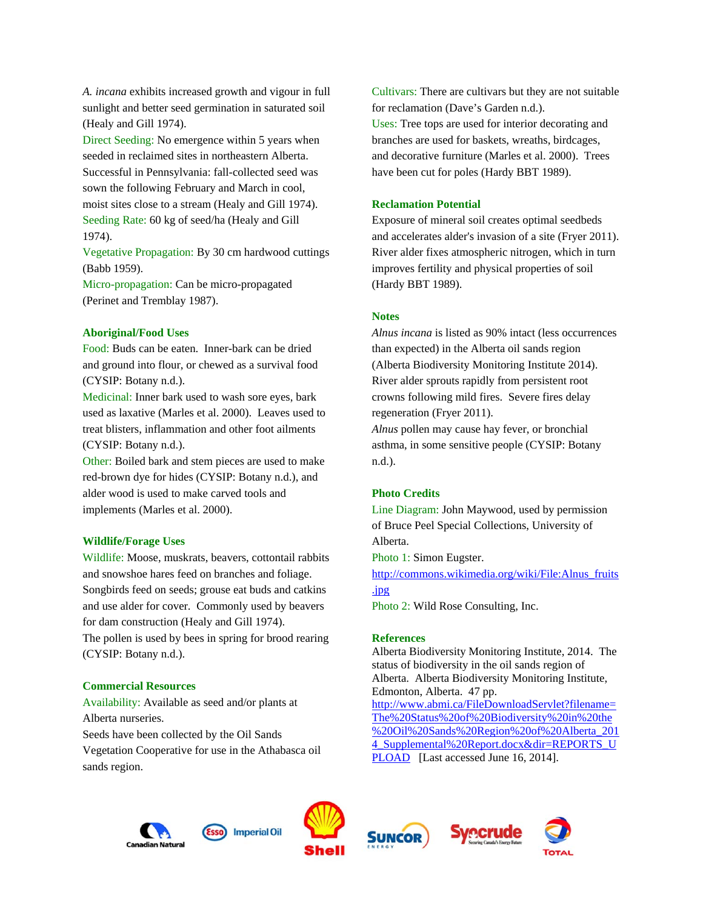*A. incana* exhibits increased growth and vigour in full sunlight and better seed germination in saturated soil (Healy and Gill 1974).

Direct Seeding: No emergence within 5 years when seeded in reclaimed sites in northeastern Alberta. Successful in Pennsylvania: fall-collected seed was sown the following February and March in cool, moist sites close to a stream (Healy and Gill 1974).

Seeding Rate: 60 kg of seed/ha (Healy and Gill 1974).

Vegetative Propagation: By 30 cm hardwood cuttings (Babb 1959).

Micro-propagation: Can be micro-propagated (Perinet and Tremblay 1987).

### Aboriginal/Food Uses

Food: Buds can be eaten. Inner-bark can be dried and ground into flour, or chewed as a survival food (CYSIP: Botany n.d.).

Medicinal: Inner bark used to wash sore eyes, bark used as laxative (Marles et al. 2000). Leaves used to treat blisters, inflammation and other foot ailments (CYSIP: Botany n.d.).

Other: Boiled bark and stem pieces are used to make red-brown dye for hides (CYSIP: Botany n.d.), and alder wood is used to make carved tools and implements (Marles et al. 2000).

### Wildlife/Forage Uses

Wildlife: Moose, muskrats, beavers, cottontail rabbits and snowshoe hares feed on branches and foliage. Songbirds feed on seeds; grouse eat buds and catkins and use alder for cover. Commonly used by beavers for dam construction (Healy and Gill 1974).

The pollen is used by bees in spring for brood rearing (CYSIP: Botany n.d.).

### Commercial Resources

Availability: Available as seed and/or plants at Alberta nurseries.

Seeds have been collected by the Oil Sands Vegetation Cooperative for use in the Athabasca oil sands region.

Cultivars: There are cultivars but they are not suitable for reclamation (Dave's Garden n.d.).

Uses: Tree tops are used for interior decorating and branches are used for baskets, wreaths, birdcages, and decorative furniture (Marles et al. 2000). Trees have been cut for poles (Hardy BBT 1989).

### Reclamation Potential

Exposure of mineral soil creates optimal seedbeds and accelerates alder's invasion of a site (Fryer 2011). River alder fixes atmospheric nitrogen, which in turn improves fertility and physical properties of soil (Hardy BBT 1989).

### Notes

*Alnus incana* is listed as 90% intact (less occurrences than expected) in the Alberta oil sands region (Alberta Biodiversity Monitoring Institute 2014).

River alder sprouts rapidly from persistent root crowns following mild fires. Severe fires delay regeneration (Fryer 2011).

*Alnus* pollen may cause hay fever, or bronchial asthma, in some sensitive people (CYSIP: Botany n.d.).

### Photo Credits

Line Diagram: John Maywood, used by permission of Bruce Peel Special Collections, University of Alberta.

Photo 1: Simon Eugster. http://commons.wikimedia.org/wiki/File:Alnus_fruits.jpg

Photo 2: Wild Rose Consulting, Inc.

### References

Alberta Biodiversity Monitoring Institute, 2014. The status of biodiversity in the oil sands region of Alberta. Alberta Biodiversity Monitoring Institute, Edmonton, Alberta. 47 pp. http://www.abmi.ca/FileDownloadServlet?filename=The%20Status%20of%20Biodiversity%20in%20the%20Oil%20Sands%20Region%20of%20Alberta_2014_Supplemental%20Report.docx&dir=REPORTS_UPLOAD [Last accessed June 16, 2014].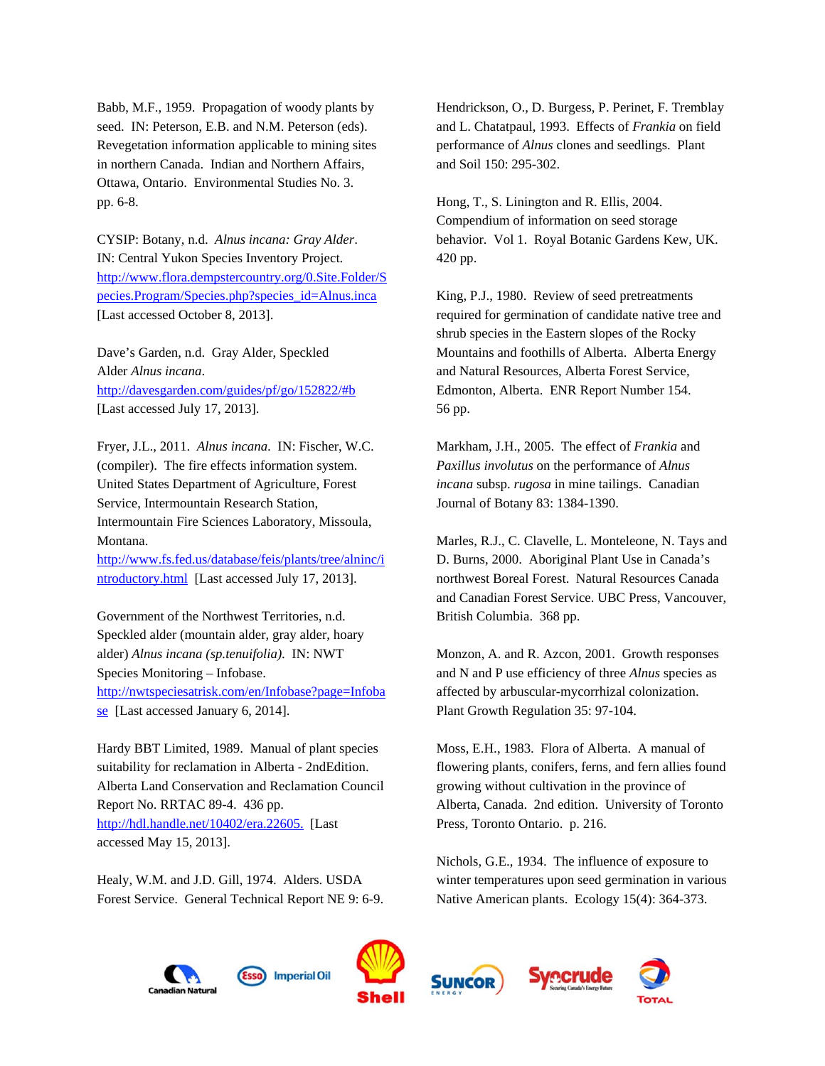Babb, M.F., 1959. Propagation of woody plants by seed. IN: Peterson, E.B. and N.M. Peterson (eds). Revegetation information applicable to mining sites in northern Canada. Indian and Northern Affairs, Ottawa, Ontario. Environmental Studies No. 3. pp. 6-8.

CYSIP: Botany, n.d. *Alnus incana: Gray Alder*. IN: Central Yukon Species Inventory Project. http://www.flora.dempstercountry.org/0.Site.Folder/Species.Program/Species.php?species_id=Alnus.inca [Last accessed October 8, 2013].

Dave's Garden, n.d. Gray Alder, Speckled Alder *Alnus incana*. http://davesgarden.com/guides/pf/go/152822/#b [Last accessed July 17, 2013].

Fryer, J.L., 2011. *Alnus incana*. IN: Fischer, W.C. (compiler). The fire effects information system. United States Department of Agriculture, Forest Service, Intermountain Research Station, Intermountain Fire Sciences Laboratory, Missoula, Montana. http://www.fs.fed.us/database/feis/plants/tree/alninc/introductory.html [Last accessed July 17, 2013].

Government of the Northwest Territories, n.d. Speckled alder (mountain alder, gray alder, hoary alder) *Alnus incana (sp.tenuifolia)*. IN: NWT Species Monitoring – Infobase. http://nwtspeciesatrisk.com/en/Infobase?page=Infobase [Last accessed January 6, 2014].

Hardy BBT Limited, 1989. Manual of plant species suitability for reclamation in Alberta - 2ndEdition. Alberta Land Conservation and Reclamation Council Report No. RRTAC 89-4. 436 pp. http://hdl.handle.net/10402/era.22605. [Last accessed May 15, 2013].

Healy, W.M. and J.D. Gill, 1974. Alders. USDA Forest Service. General Technical Report NE 9: 6-9.

Hendrickson, O., D. Burgess, P. Perinet, F. Tremblay and L. Chatatpaul, 1993. Effects of *Frankia* on field performance of *Alnus* clones and seedlings. Plant and Soil 150: 295-302.

Hong, T., S. Linington and R. Ellis, 2004. Compendium of information on seed storage behavior. Vol 1. Royal Botanic Gardens Kew, UK. 420 pp.

King, P.J., 1980. Review of seed pretreatments required for germination of candidate native tree and shrub species in the Eastern slopes of the Rocky Mountains and foothills of Alberta. Alberta Energy and Natural Resources, Alberta Forest Service, Edmonton, Alberta. ENR Report Number 154. 56 pp.

Markham, J.H., 2005. The effect of *Frankia* and *Paxillus involutus* on the performance of *Alnus incana* subsp. *rugosa* in mine tailings. Canadian Journal of Botany 83: 1384-1390.

Marles, R.J., C. Clavelle, L. Monteleone, N. Tays and D. Burns, 2000. Aboriginal Plant Use in Canada's northwest Boreal Forest. Natural Resources Canada and Canadian Forest Service. UBC Press, Vancouver, British Columbia. 368 pp.

Monzon, A. and R. Azcon, 2001. Growth responses and N and P use efficiency of three *Alnus* species as affected by arbuscular-mycorrhizal colonization. Plant Growth Regulation 35: 97-104.

Moss, E.H., 1983. Flora of Alberta. A manual of flowering plants, conifers, ferns, and fern allies found growing without cultivation in the province of Alberta, Canada. 2nd edition. University of Toronto Press, Toronto Ontario. p. 216.

Nichols, G.E., 1934. The influence of exposure to winter temperatures upon seed germination in various Native American plants. Ecology 15(4): 364-373.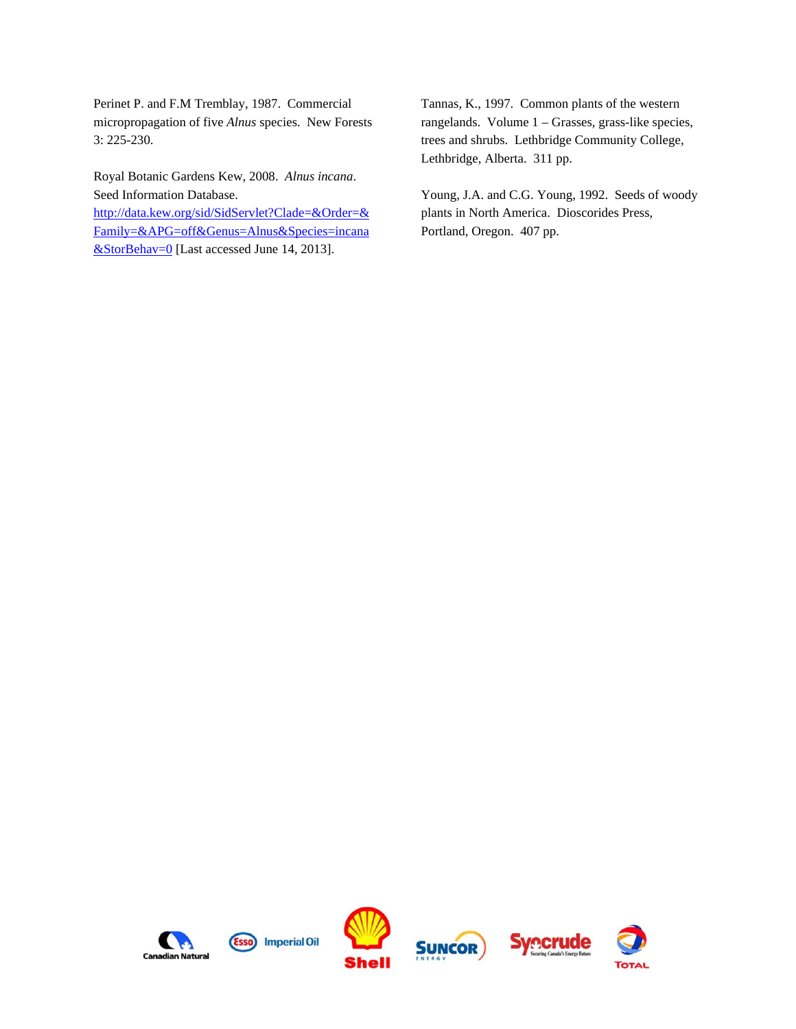Perinet P. and F.M Tremblay, 1987. Commercial micropropagation of five *Alnus* species. New Forests 3: 225-230.

Royal Botanic Gardens Kew, 2008. *Alnus incana*. Seed Information Database. http://data.kew.org/sid/SidServlet?Clade=&Order=&Family=&APG=off&Genus=Alnus&Species=incana&StorBehav=0 [Last accessed June 14, 2013].

Tannas, K., 1997. Common plants of the western rangelands. Volume 1 – Grasses, grass-like species, trees and shrubs. Lethbridge Community College, Lethbridge, Alberta. 311 pp.

Young, J.A. and C.G. Young, 1992. Seeds of woody plants in North America. Dioscorides Press, Portland, Oregon. 407 pp.